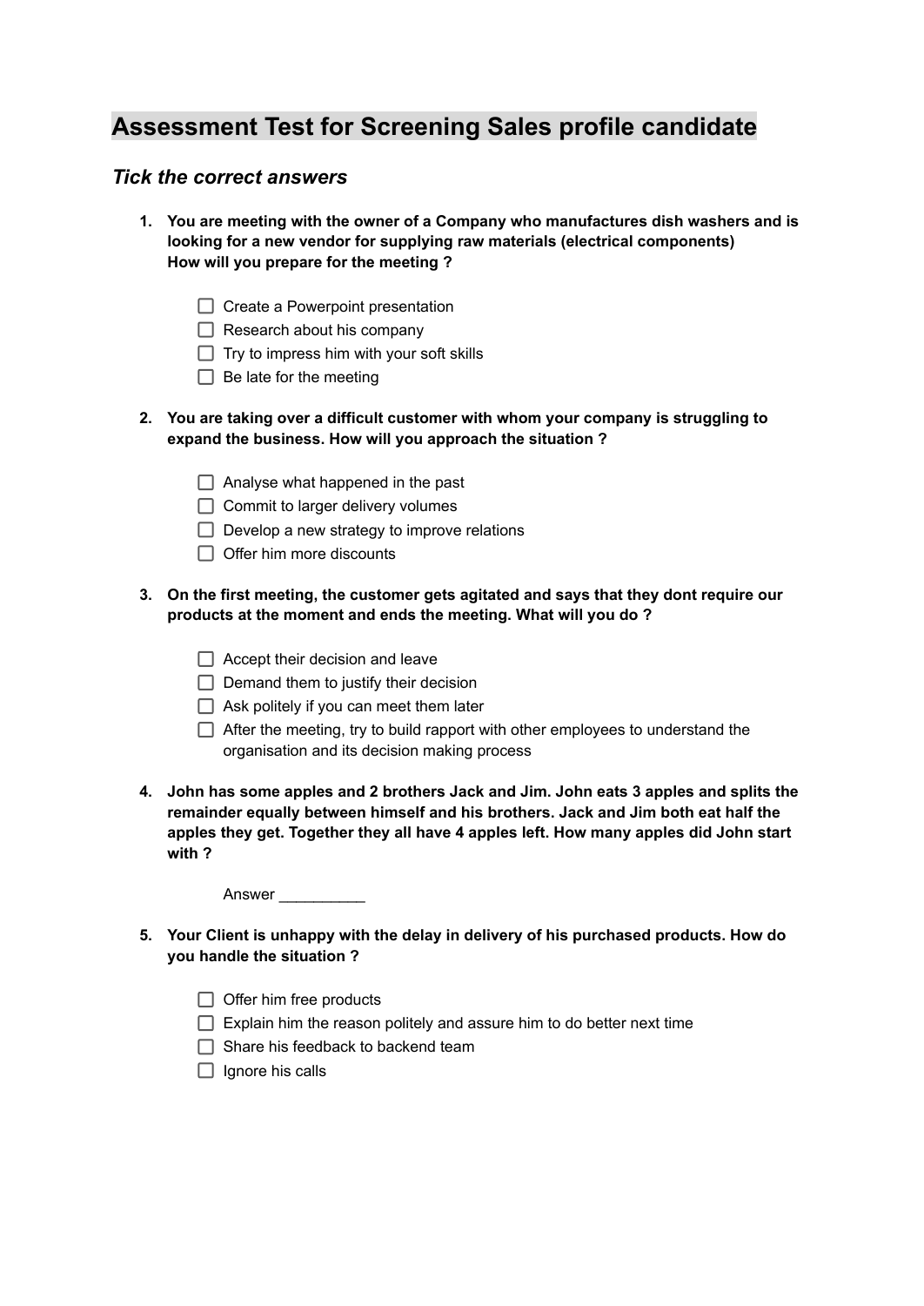# Assessment Test for Screening Sales profile candidate

## *Tick the correct answers*

1. **You are meeting with the owner of a Company who manufactures dish washers and is looking for a new vendor for supplying raw materials (electrical components) How will you prepare for the meeting ?**

   - [ ] Create a Powerpoint presentation
   - [ ] Research about his company
   - [ ] Try to impress him with your soft skills
   - [ ] Be late for the meeting

2. **You are taking over a difficult customer with whom your company is struggling to expand the business. How will you approach the situation ?**

   - [ ] Analyse what happened in the past
   - [ ] Commit to larger delivery volumes
   - [ ] Develop a new strategy to improve relations
   - [ ] Offer him more discounts

3. **On the first meeting, the customer gets agitated and says that they dont require our products at the moment and ends the meeting. What will you do ?**

   - [ ] Accept their decision and leave
   - [ ] Demand them to justify their decision
   - [ ] Ask politely if you can meet them later
   - [ ] After the meeting, try to build rapport with other employees to understand the organisation and its decision making process

4. **John has some apples and 2 brothers Jack and Jim. John eats 3 apples and splits the remainder equally between himself and his brothers. Jack and Jim both eat half the apples they get. Together they all have 4 apples left. How many apples did John start with ?**

   Answer __________

5. **Your Client is unhappy with the delay in delivery of his purchased products. How do you handle the situation ?**

   - [ ] Offer him free products
   - [ ] Explain him the reason politely and assure him to do better next time
   - [ ] Share his feedback to backend team
   - [ ] Ignore his calls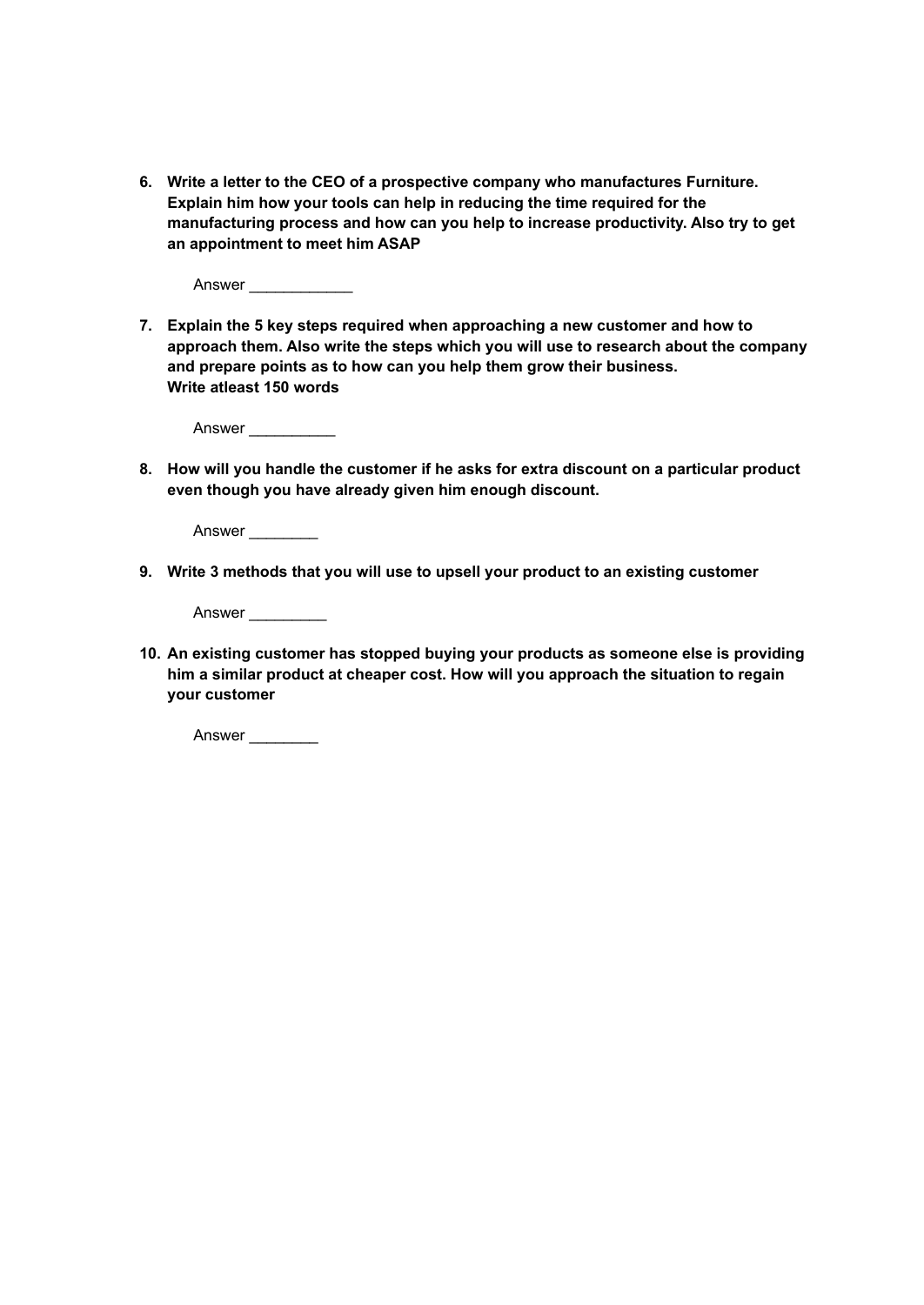6. **Write a letter to the CEO of a prospective company who manufactures Furniture. Explain him how your tools can help in reducing the time required for the manufacturing process and how can you help to increase productivity. Also try to get an appointment to meet him ASAP**

   Answer ____________

7. **Explain the 5 key steps required when approaching a new customer and how to approach them. Also write the steps which you will use to research about the company and prepare points as to how can you help them grow their business.**
   **Write atleast 150 words**

   Answer __________

8. **How will you handle the customer if he asks for extra discount on a particular product even though you have already given him enough discount.**

   Answer ________

9. **Write 3 methods that you will use to upsell your product to an existing customer**

   Answer _________

10. **An existing customer has stopped buying your products as someone else is providing him a similar product at cheaper cost. How will you approach the situation to regain your customer**

    Answer ________